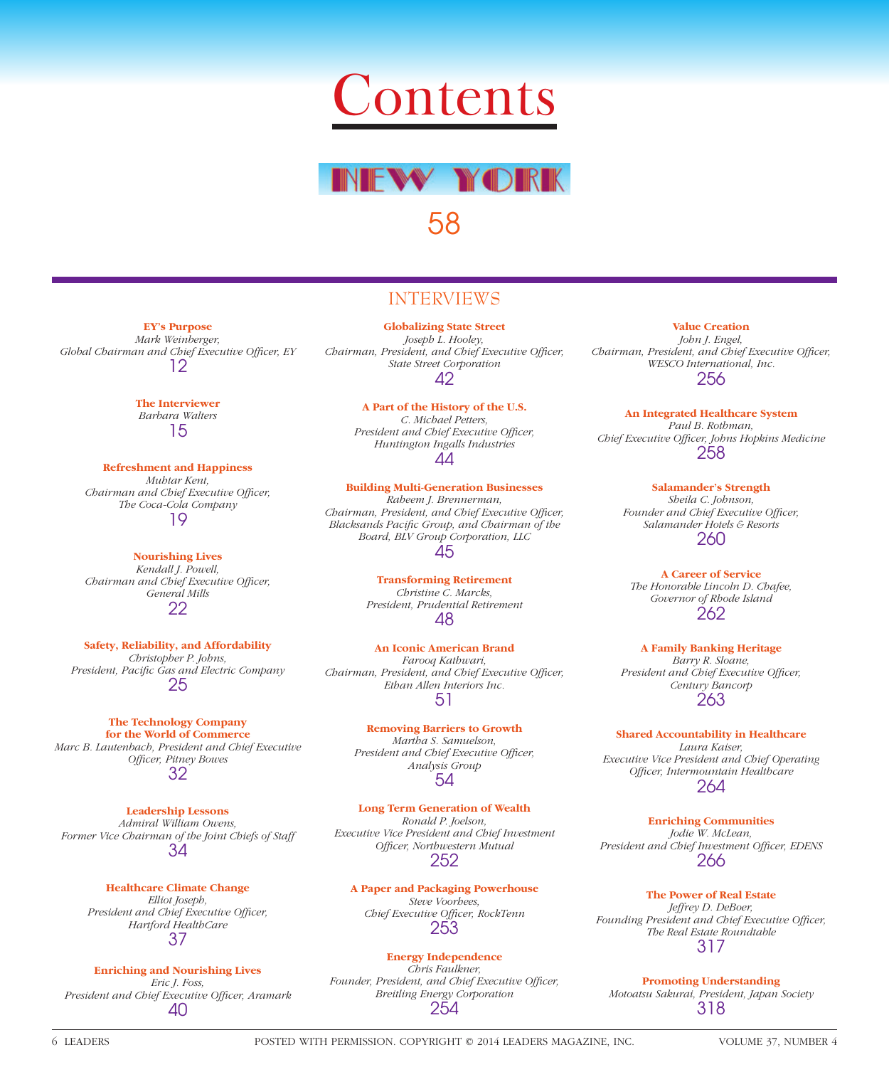# Contents

## NEW YORK

58

## INTERVIEWS

**EY's Purpose**
*Mark Weinberger, Global Chairman and Chief Executive Officer, EY*
12

**The Interviewer**
*Barbara Walters*
15

**Refreshment and Happiness**
*Muhtar Kent, Chairman and Chief Executive Officer, The Coca-Cola Company*
19

**Nourishing Lives**
*Kendall J. Powell, Chairman and Chief Executive Officer, General Mills*
22

**Safety, Reliability, and Affordability**
*Christopher P. Johns, President, Pacific Gas and Electric Company*
25

**The Technology Company for the World of Commerce**
*Marc B. Lautenbach, President and Chief Executive Officer, Pitney Bowes*
32

**Leadership Lessons**
*Admiral William Owens, Former Vice Chairman of the Joint Chiefs of Staff*
34

**Healthcare Climate Change**
*Elliot Joseph, President and Chief Executive Officer, Hartford HealthCare*
37

**Enriching and Nourishing Lives**
*Eric J. Foss, President and Chief Executive Officer, Aramark*
40

**Globalizing State Street**
*Joseph L. Hooley, Chairman, President, and Chief Executive Officer, State Street Corporation*
42

**A Part of the History of the U.S.**
*C. Michael Petters, President and Chief Executive Officer, Huntington Ingalls Industries*
44

**Building Multi-Generation Businesses**
*Raheem J. Brennerman, Chairman, President, and Chief Executive Officer, Blacksands Pacific Group, and Chairman of the Board, BLV Group Corporation, LLC*
45

**Transforming Retirement**
*Christine C. Marcks, President, Prudential Retirement*
48

**An Iconic American Brand**
*Farooq Kathwari, Chairman, President, and Chief Executive Officer, Ethan Allen Interiors Inc.*
51

**Removing Barriers to Growth**
*Martha S. Samuelson, President and Chief Executive Officer, Analysis Group*
54

**Long Term Generation of Wealth**
*Ronald P. Joelson, Executive Vice President and Chief Investment Officer, Northwestern Mutual*
252

**A Paper and Packaging Powerhouse**
*Steve Voorhees, Chief Executive Officer, RockTenn*
253

**Energy Independence**
*Chris Faulkner, Founder, President, and Chief Executive Officer, Breitling Energy Corporation*
254

**Value Creation**
*John J. Engel, Chairman, President, and Chief Executive Officer, WESCO International, Inc.*
256

**An Integrated Healthcare System**
*Paul B. Rothman, Chief Executive Officer, Johns Hopkins Medicine*
258

**Salamander's Strength**
*Sheila C. Johnson, Founder and Chief Executive Officer, Salamander Hotels & Resorts*
260

**A Career of Service**
*The Honorable Lincoln D. Chafee, Governor of Rhode Island*
262

**A Family Banking Heritage**
*Barry R. Sloane, President and Chief Executive Officer, Century Bancorp*
263

**Shared Accountability in Healthcare**
*Laura Kaiser, Executive Vice President and Chief Operating Officer, Intermountain Healthcare*
264

**Enriching Communities**
*Jodie W. McLean, President and Chief Investment Officer, EDENS*
266

**The Power of Real Estate**
*Jeffrey D. DeBoer, Founding President and Chief Executive Officer, The Real Estate Roundtable*
317

**Promoting Understanding**
*Motoatsu Sakurai, President, Japan Society*
318

POSTED WITH PERMISSION. COPYRIGHT © 2014 LEADERS MAGAZINE, INC.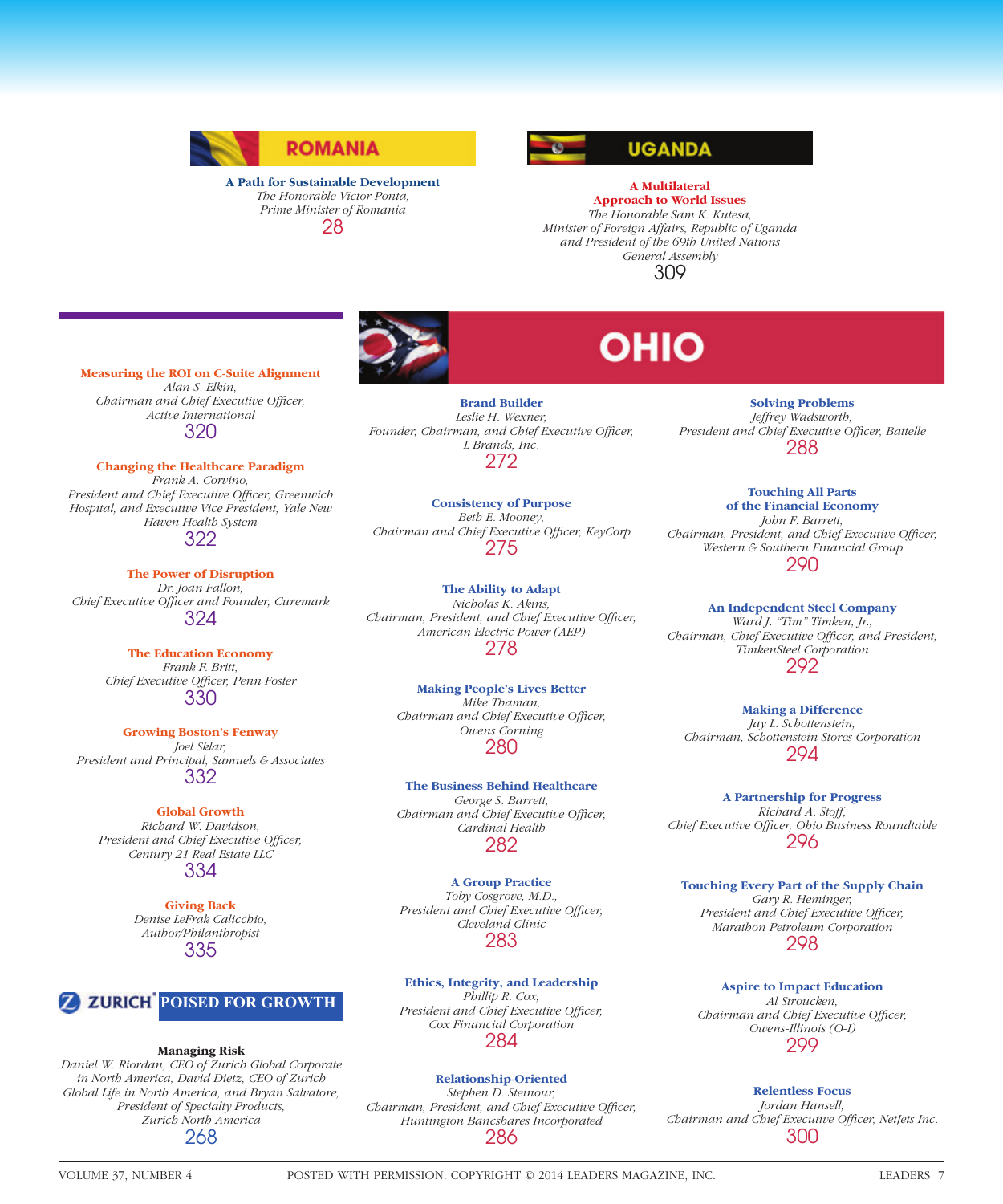## ROMANIA

**A Path for Sustainable Development**
*The Honorable Victor Ponta, Prime Minister of Romania*
28

## UGANDA

**A Multilateral Approach to World Issues**
*The Honorable Sam K. Kutesa, Minister of Foreign Affairs, Republic of Uganda and President of the 69th United Nations General Assembly*
309

**Measuring the ROI on C-Suite Alignment**
*Alan S. Elkin, Chairman and Chief Executive Officer, Active International*
320

**Changing the Healthcare Paradigm**
*Frank A. Corvino, President and Chief Executive Officer, Greenwich Hospital, and Executive Vice President, Yale New Haven Health System*
322

**The Power of Disruption**
*Dr. Joan Fallon, Chief Executive Officer and Founder, Curemark*
324

**The Education Economy**
*Frank F. Britt, Chief Executive Officer, Penn Foster*
330

**Growing Boston's Fenway**
*Joel Sklar, President and Principal, Samuels & Associates*
332

**Global Growth**
*Richard W. Davidson, President and Chief Executive Officer, Century 21 Real Estate LLC*
334

**Giving Back**
*Denise LeFrak Calicchio, Author/Philanthropist*
335

## ZURICH POISED FOR GROWTH

**Managing Risk**
*Daniel W. Riordan, CEO of Zurich Global Corporate in North America, David Dietz, CEO of Zurich Global Life in North America, and Bryan Salvatore, President of Specialty Products, Zurich North America*
268

## OHIO

**Brand Builder**
*Leslie H. Wexner, Founder, Chairman, and Chief Executive Officer, L Brands, Inc.*
272

**Consistency of Purpose**
*Beth E. Mooney, Chairman and Chief Executive Officer, KeyCorp*
275

**The Ability to Adapt**
*Nicholas K. Akins, Chairman, President, and Chief Executive Officer, American Electric Power (AEP)*
278

**Making People's Lives Better**
*Mike Thaman, Chairman and Chief Executive Officer, Owens Corning*
280

**The Business Behind Healthcare**
*George S. Barrett, Chairman and Chief Executive Officer, Cardinal Health*
282

**A Group Practice**
*Toby Cosgrove, M.D., President and Chief Executive Officer, Cleveland Clinic*
283

**Ethics, Integrity, and Leadership**
*Phillip R. Cox, President and Chief Executive Officer, Cox Financial Corporation*
284

**Relationship-Oriented**
*Stephen D. Steinour, Chairman, President, and Chief Executive Officer, Huntington Bancshares Incorporated*
286

**Solving Problems**
*Jeffrey Wadsworth, President and Chief Executive Officer, Battelle*
288

**Touching All Parts of the Financial Economy**
*John F. Barrett, Chairman, President, and Chief Executive Officer, Western & Southern Financial Group*
290

**An Independent Steel Company**
*Ward J. "Tim" Timken, Jr., Chairman, Chief Executive Officer, and President, TimkenSteel Corporation*
292

**Making a Difference**
*Jay L. Schottenstein, Chairman, Schottenstein Stores Corporation*
294

**A Partnership for Progress**
*Richard A. Stoff, Chief Executive Officer, Ohio Business Roundtable*
296

**Touching Every Part of the Supply Chain**
*Gary R. Heminger, President and Chief Executive Officer, Marathon Petroleum Corporation*
298

**Aspire to Impact Education**
*Al Stroucken, Chairman and Chief Executive Officer, Owens-Illinois (O-I)*
299

**Relentless Focus**
*Jordan Hansell, Chairman and Chief Executive Officer, NetJets Inc.*
300

POSTED WITH PERMISSION. COPYRIGHT © 2014 LEADERS MAGAZINE, INC.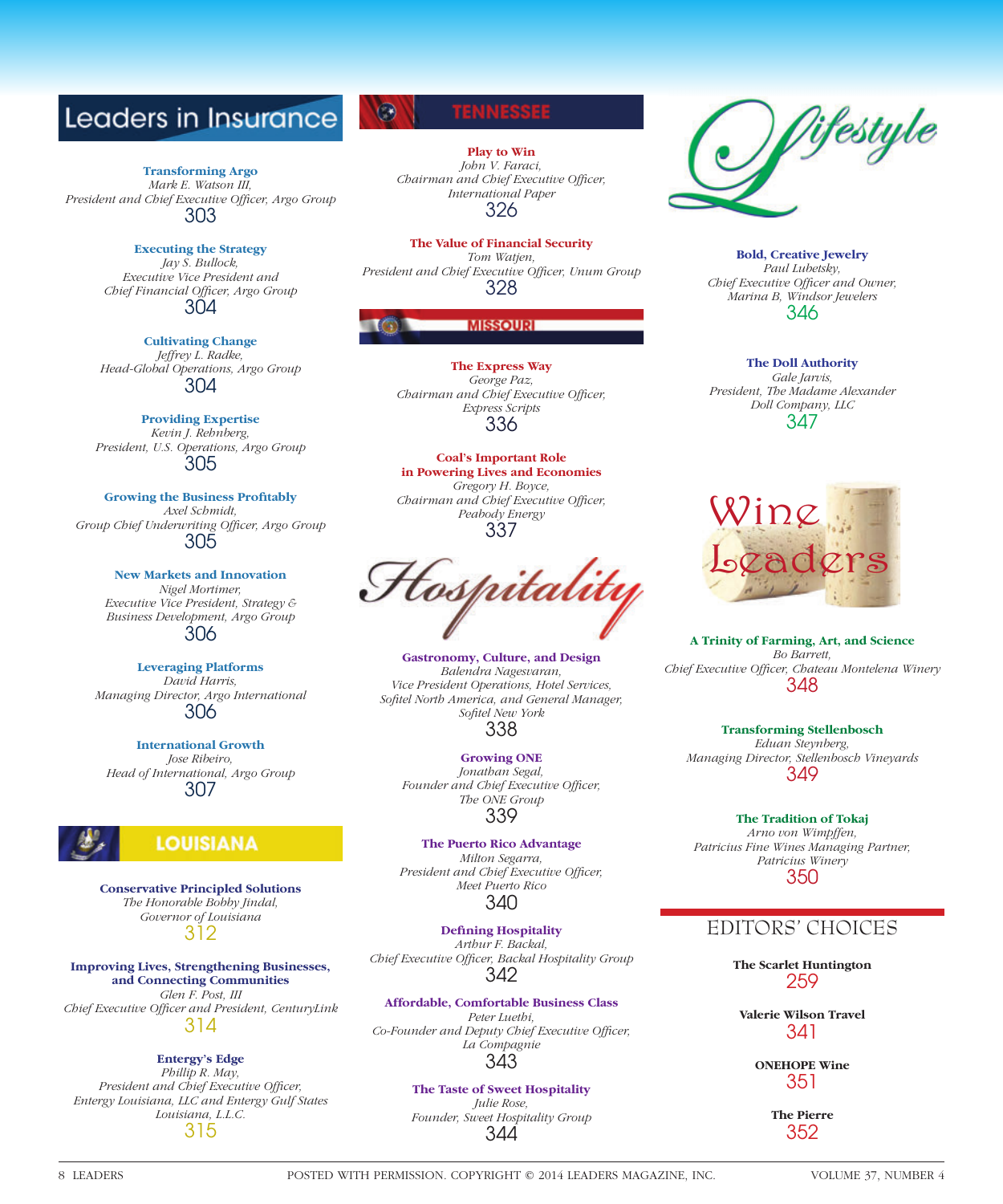## Leaders in Insurance

**Transforming Argo**
*Mark E. Watson III,*
*President and Chief Executive Officer, Argo Group*
303

**Executing the Strategy**
*Jay S. Bullock,*
*Executive Vice President and*
*Chief Financial Officer, Argo Group*
304

**Cultivating Change**
*Jeffrey L. Radke,*
*Head-Global Operations, Argo Group*
304

**Providing Expertise**
*Kevin J. Rehnberg,*
*President, U.S. Operations, Argo Group*
305

**Growing the Business Profitably**
*Axel Schmidt,*
*Group Chief Underwriting Officer, Argo Group*
305

**New Markets and Innovation**
*Nigel Mortimer,*
*Executive Vice President, Strategy &*
*Business Development, Argo Group*
306

**Leveraging Platforms**
*David Harris,*
*Managing Director, Argo International*
306

**International Growth**
*Jose Ribeiro,*
*Head of International, Argo Group*
307

## LOUISIANA

**Conservative Principled Solutions**
*The Honorable Bobby Jindal,*
*Governor of Louisiana*
312

**Improving Lives, Strengthening Businesses, and Connecting Communities**
*Glen F. Post, III*
*Chief Executive Officer and President, CenturyLink*
314

**Entergy's Edge**
*Phillip R. May,*
*President and Chief Executive Officer,*
*Entergy Louisiana, LLC and Entergy Gulf States Louisiana, L.L.C.*
315

## TENNESSEE

**Play to Win**
*John V. Faraci,*
*Chairman and Chief Executive Officer,*
*International Paper*
326

**The Value of Financial Security**
*Tom Watjen,*
*President and Chief Executive Officer, Unum Group*
328

## MISSOURI

**The Express Way**
*George Paz,*
*Chairman and Chief Executive Officer,*
*Express Scripts*
336

**Coal's Important Role in Powering Lives and Economies**
*Gregory H. Boyce,*
*Chairman and Chief Executive Officer,*
*Peabody Energy*
337

## Hospitality

**Gastronomy, Culture, and Design**
*Balendra Nagesvaran,*
*Vice President Operations, Hotel Services,*
*Sofitel North America, and General Manager,*
*Sofitel New York*
338

**Growing ONE**
*Jonathan Segal,*
*Founder and Chief Executive Officer,*
*The ONE Group*
339

**The Puerto Rico Advantage**
*Milton Segarra,*
*President and Chief Executive Officer,*
*Meet Puerto Rico*
340

**Defining Hospitality**
*Arthur F. Backal,*
*Chief Executive Officer, Backal Hospitality Group*
342

**Affordable, Comfortable Business Class**
*Peter Luethi,*
*Co-Founder and Deputy Chief Executive Officer,*
*La Compagnie*
343

**The Taste of Sweet Hospitality**
*Julie Rose,*
*Founder, Sweet Hospitality Group*
344

## Lifestyle

**Bold, Creative Jewelry**
*Paul Lubetsky,*
*Chief Executive Officer and Owner,*
*Marina B, Windsor Jewelers*
346

**The Doll Authority**
*Gale Jarvis,*
*President, The Madame Alexander*
*Doll Company, LLC*
347

## Wine Leaders

**A Trinity of Farming, Art, and Science**
*Bo Barrett,*
*Chief Executive Officer, Chateau Montelena Winery*
348

**Transforming Stellenbosch**
*Eduan Steynberg,*
*Managing Director, Stellenbosch Vineyards*
349

**The Tradition of Tokaj**
*Arno von Wimpffen,*
*Patricius Fine Wines Managing Partner,*
*Patricius Winery*
350

## EDITORS' CHOICES

**The Scarlet Huntington**
259

**Valerie Wilson Travel**
341

**ONEHOPE Wine**
351

**The Pierre**
352

POSTED WITH PERMISSION. COPYRIGHT © 2014 LEADERS MAGAZINE, INC.